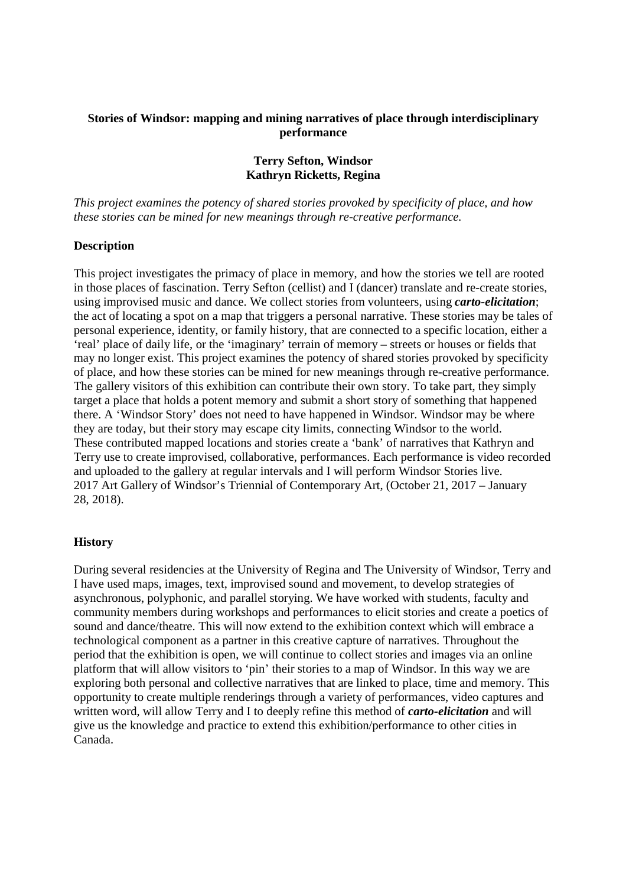**Stories of Windsor: mapping and mining narratives of place through interdisciplinary performance**

**Terry Sefton, Windsor**
**Kathryn Ricketts, Regina**

*This project examines the potency of shared stories provoked by specificity of place, and how these stories can be mined for new meanings through re-creative performance.*

**Description**

This project investigates the primacy of place in memory, and how the stories we tell are rooted in those places of fascination. Terry Sefton (cellist) and I (dancer) translate and re-create stories, using improvised music and dance. We collect stories from volunteers, using ***carto-elicitation***; the act of locating a spot on a map that triggers a personal narrative. These stories may be tales of personal experience, identity, or family history, that are connected to a specific location, either a 'real' place of daily life, or the 'imaginary' terrain of memory – streets or houses or fields that may no longer exist. This project examines the potency of shared stories provoked by specificity of place, and how these stories can be mined for new meanings through re-creative performance. The gallery visitors of this exhibition can contribute their own story. To take part, they simply target a place that holds a potent memory and submit a short story of something that happened there. A 'Windsor Story' does not need to have happened in Windsor. Windsor may be where they are today, but their story may escape city limits, connecting Windsor to the world.
These contributed mapped locations and stories create a 'bank' of narratives that Kathryn and Terry use to create improvised, collaborative, performances. Each performance is video recorded and uploaded to the gallery at regular intervals and I will perform Windsor Stories live.
2017 Art Gallery of Windsor's Triennial of Contemporary Art, (October 21, 2017 – January 28, 2018).

**History**

During several residencies at the University of Regina and The University of Windsor, Terry and I have used maps, images, text, improvised sound and movement, to develop strategies of asynchronous, polyphonic, and parallel storying. We have worked with students, faculty and community members during workshops and performances to elicit stories and create a poetics of sound and dance/theatre. This will now extend to the exhibition context which will embrace a technological component as a partner in this creative capture of narratives. Throughout the period that the exhibition is open, we will continue to collect stories and images via an online platform that will allow visitors to 'pin' their stories to a map of Windsor. In this way we are exploring both personal and collective narratives that are linked to place, time and memory. This opportunity to create multiple renderings through a variety of performances, video captures and written word, will allow Terry and I to deeply refine this method of ***carto-elicitation*** and will give us the knowledge and practice to extend this exhibition/performance to other cities in Canada.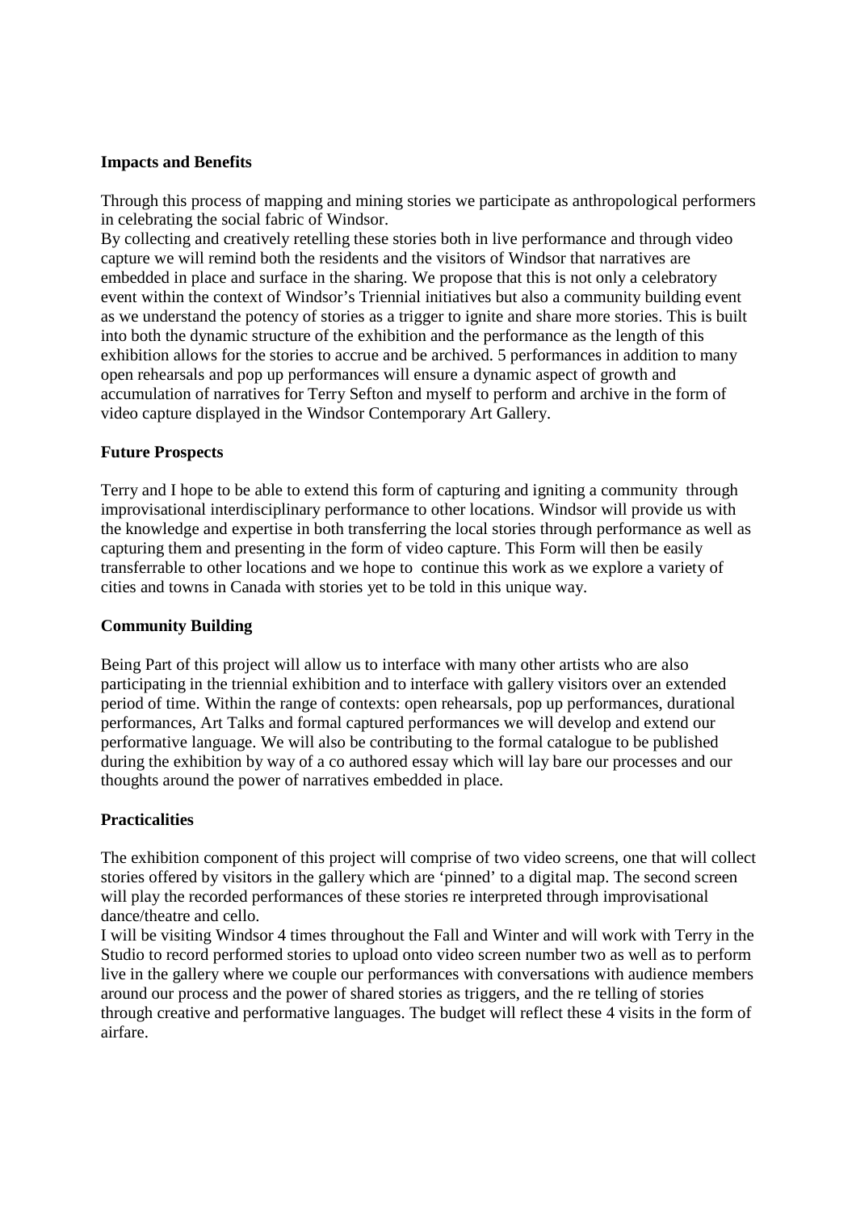**Impacts and Benefits**

Through this process of mapping and mining stories we participate as anthropological performers in celebrating the social fabric of Windsor.
By collecting and creatively retelling these stories both in live performance and through video capture we will remind both the residents and the visitors of Windsor that narratives are embedded in place and surface in the sharing. We propose that this is not only a celebratory event within the context of Windsor's Triennial initiatives but also a community building event as we understand the potency of stories as a trigger to ignite and share more stories. This is built into both the dynamic structure of the exhibition and the performance as the length of this exhibition allows for the stories to accrue and be archived. 5 performances in addition to many open rehearsals and pop up performances will ensure a dynamic aspect of growth and accumulation of narratives for Terry Sefton and myself to perform and archive in the form of video capture displayed in the Windsor Contemporary Art Gallery.

**Future Prospects**

Terry and I hope to be able to extend this form of capturing and igniting a community through improvisational interdisciplinary performance to other locations. Windsor will provide us with the knowledge and expertise in both transferring the local stories through performance as well as capturing them and presenting in the form of video capture. This Form will then be easily transferrable to other locations and we hope to continue this work as we explore a variety of cities and towns in Canada with stories yet to be told in this unique way.

**Community Building**

Being Part of this project will allow us to interface with many other artists who are also participating in the triennial exhibition and to interface with gallery visitors over an extended period of time. Within the range of contexts: open rehearsals, pop up performances, durational performances, Art Talks and formal captured performances we will develop and extend our performative language. We will also be contributing to the formal catalogue to be published during the exhibition by way of a co authored essay which will lay bare our processes and our thoughts around the power of narratives embedded in place.

**Practicalities**

The exhibition component of this project will comprise of two video screens, one that will collect stories offered by visitors in the gallery which are 'pinned' to a digital map. The second screen will play the recorded performances of these stories re interpreted through improvisational dance/theatre and cello.
I will be visiting Windsor 4 times throughout the Fall and Winter and will work with Terry in the Studio to record performed stories to upload onto video screen number two as well as to perform live in the gallery where we couple our performances with conversations with audience members around our process and the power of shared stories as triggers, and the re telling of stories through creative and performative languages. The budget will reflect these 4 visits in the form of airfare.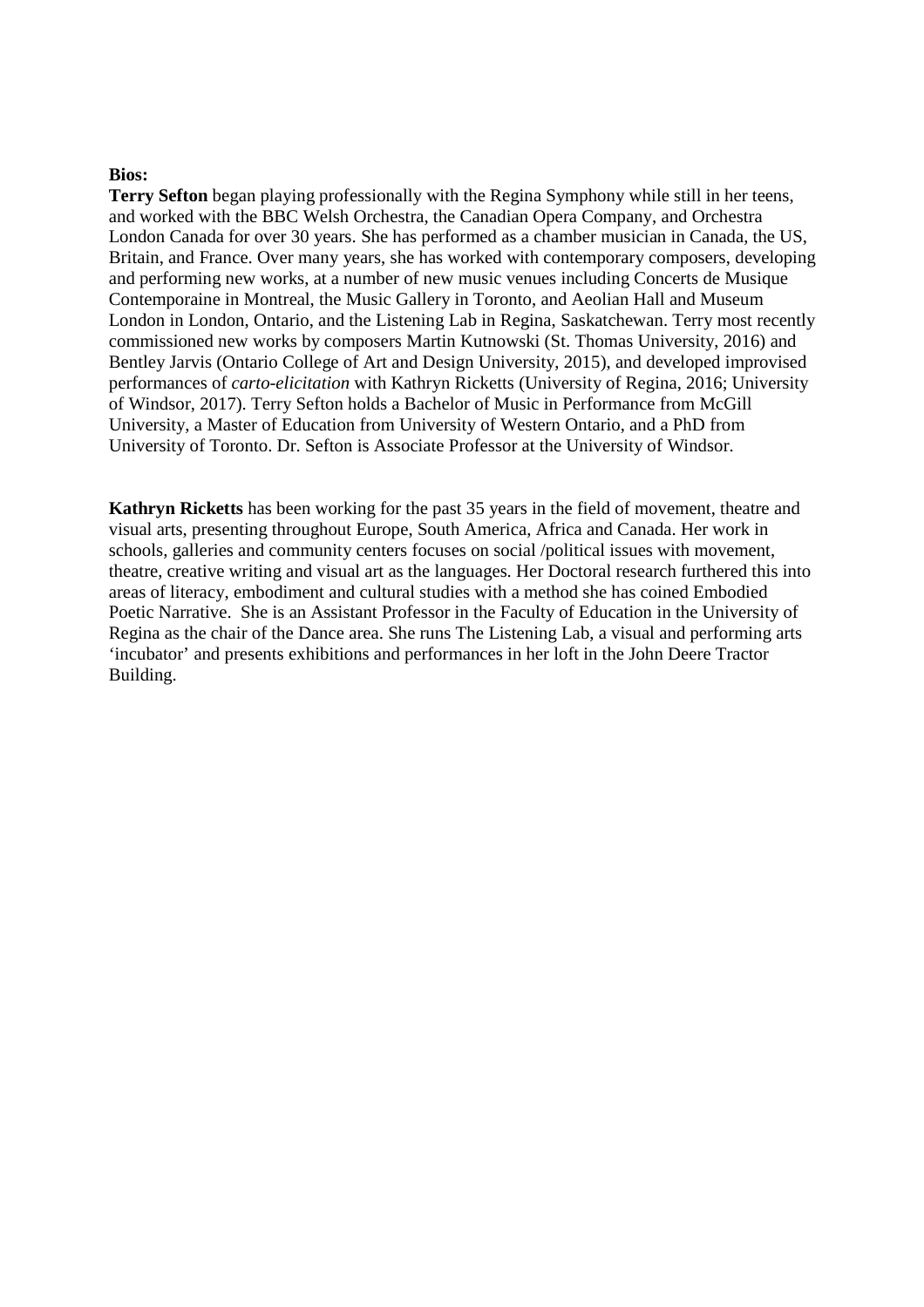**Bios:**

**Terry Sefton** began playing professionally with the Regina Symphony while still in her teens, and worked with the BBC Welsh Orchestra, the Canadian Opera Company, and Orchestra London Canada for over 30 years. She has performed as a chamber musician in Canada, the US, Britain, and France. Over many years, she has worked with contemporary composers, developing and performing new works, at a number of new music venues including Concerts de Musique Contemporaine in Montreal, the Music Gallery in Toronto, and Aeolian Hall and Museum London in London, Ontario, and the Listening Lab in Regina, Saskatchewan. Terry most recently commissioned new works by composers Martin Kutnowski (St. Thomas University, 2016) and Bentley Jarvis (Ontario College of Art and Design University, 2015), and developed improvised performances of *carto-elicitation* with Kathryn Ricketts (University of Regina, 2016; University of Windsor, 2017). Terry Sefton holds a Bachelor of Music in Performance from McGill University, a Master of Education from University of Western Ontario, and a PhD from University of Toronto. Dr. Sefton is Associate Professor at the University of Windsor.

**Kathryn Ricketts** has been working for the past 35 years in the field of movement, theatre and visual arts, presenting throughout Europe, South America, Africa and Canada. Her work in schools, galleries and community centers focuses on social /political issues with movement, theatre, creative writing and visual art as the languages. Her Doctoral research furthered this into areas of literacy, embodiment and cultural studies with a method she has coined Embodied Poetic Narrative. She is an Assistant Professor in the Faculty of Education in the University of Regina as the chair of the Dance area. She runs The Listening Lab, a visual and performing arts 'incubator' and presents exhibitions and performances in her loft in the John Deere Tractor Building.